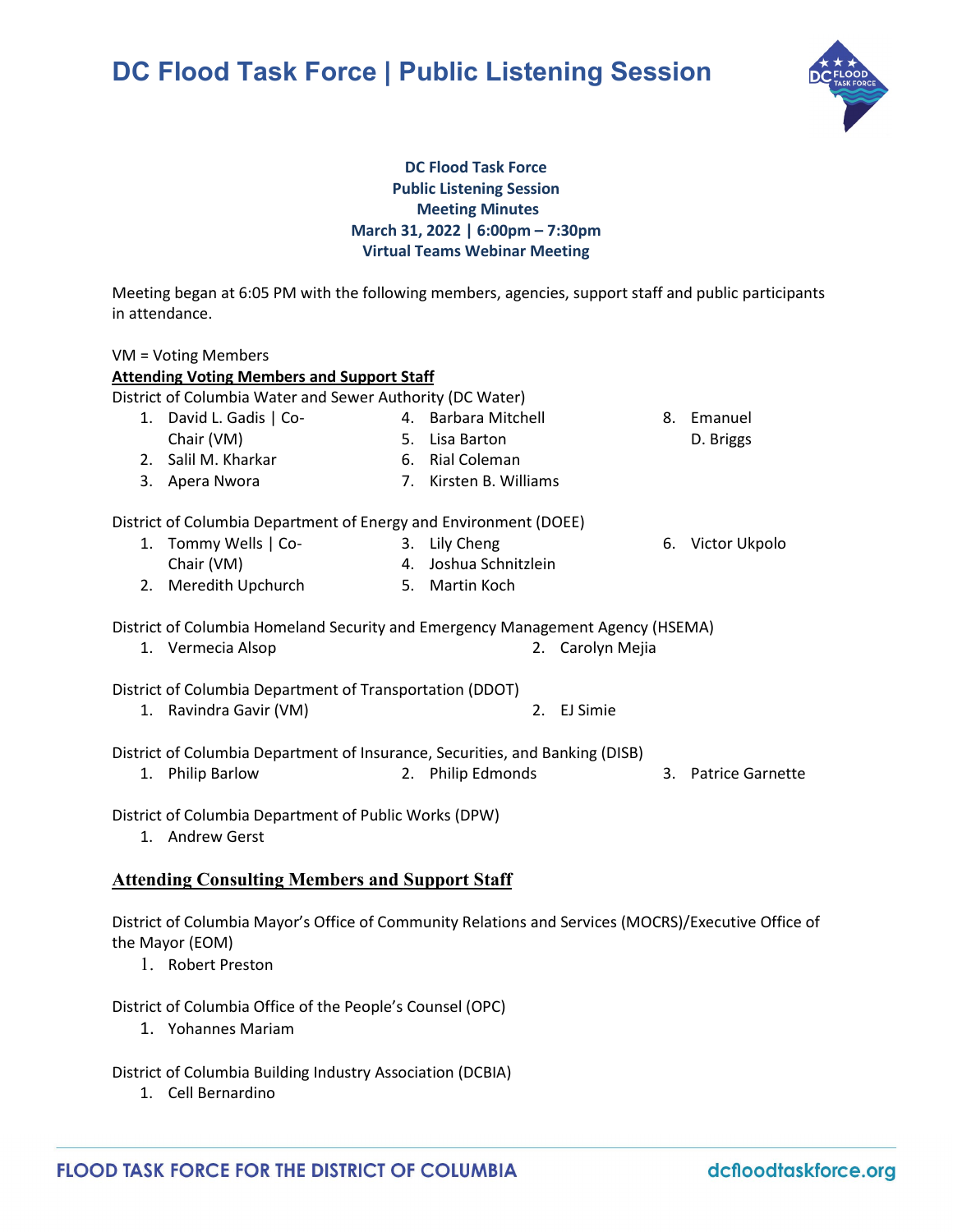# DC Flood Task Force | Public Listening Session

**DC Flood Task Force**
**Public Listening Session**
**Meeting Minutes**
**March 31, 2022 | 6:00pm – 7:30pm**
**Virtual Teams Webinar Meeting**

Meeting began at 6:05 PM with the following members, agencies, support staff and public participants in attendance.

VM = Voting Members

**Attending Voting Members and Support Staff**

District of Columbia Water and Sewer Authority (DC Water)

1. David L. Gadis | Co-Chair (VM)
2. Salil M. Kharkar
3. Apera Nwora
4. Barbara Mitchell
5. Lisa Barton
6. Rial Coleman
7. Kirsten B. Williams
8. Emanuel D. Briggs

District of Columbia Department of Energy and Environment (DOEE)

1. Tommy Wells | Co-Chair (VM)
2. Meredith Upchurch
3. Lily Cheng
4. Joshua Schnitzlein
5. Martin Koch
6. Victor Ukpolo

District of Columbia Homeland Security and Emergency Management Agency (HSEMA)

1. Vermecia Alsop
2. Carolyn Mejia

District of Columbia Department of Transportation (DDOT)

1. Ravindra Gavir (VM)
2. EJ Simie

District of Columbia Department of Insurance, Securities, and Banking (DISB)

1. Philip Barlow
2. Philip Edmonds
3. Patrice Garnette

District of Columbia Department of Public Works (DPW)

1. Andrew Gerst

**Attending Consulting Members and Support Staff**

District of Columbia Mayor's Office of Community Relations and Services (MOCRS)/Executive Office of the Mayor (EOM)

1. Robert Preston

District of Columbia Office of the People's Counsel (OPC)

1. Yohannes Mariam

District of Columbia Building Industry Association (DCBIA)

1. Cell Bernardino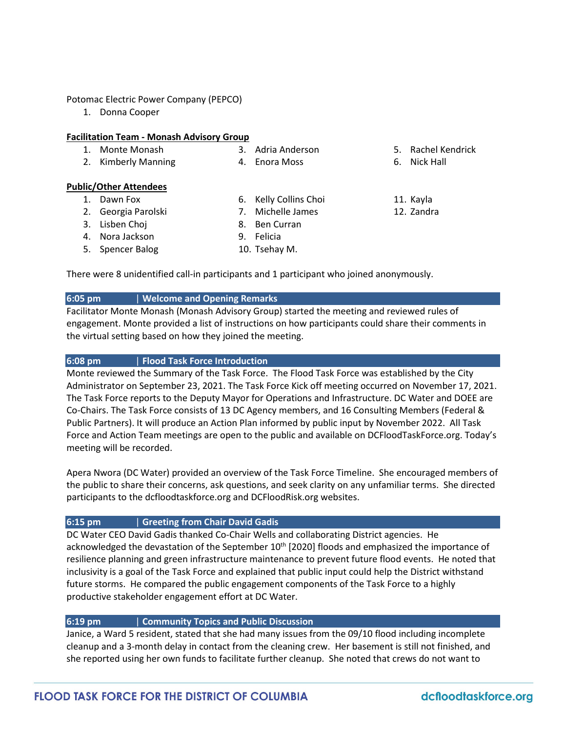Potomac Electric Power Company (PEPCO)

1. Donna Cooper

**Facilitation Team - Monash Advisory Group**

1. Monte Monash
2. Kimberly Manning
3. Adria Anderson
4. Enora Moss
5. Rachel Kendrick
6. Nick Hall

**Public/Other Attendees**

1. Dawn Fox
2. Georgia Parolski
3. Lisben Choj
4. Nora Jackson
5. Spencer Balog
6. Kelly Collins Choi
7. Michelle James
8. Ben Curran
9. Felicia
10. Tsehay M.
11. Kayla
12. Zandra

There were 8 unidentified call-in participants and 1 participant who joined anonymously.

## 6:05 pm | Welcome and Opening Remarks

Facilitator Monte Monash (Monash Advisory Group) started the meeting and reviewed rules of engagement. Monte provided a list of instructions on how participants could share their comments in the virtual setting based on how they joined the meeting.

## 6:08 pm | Flood Task Force Introduction

Monte reviewed the Summary of the Task Force. The Flood Task Force was established by the City Administrator on September 23, 2021. The Task Force Kick off meeting occurred on November 17, 2021. The Task Force reports to the Deputy Mayor for Operations and Infrastructure. DC Water and DOEE are Co-Chairs. The Task Force consists of 13 DC Agency members, and 16 Consulting Members (Federal & Public Partners). It will produce an Action Plan informed by public input by November 2022. All Task Force and Action Team meetings are open to the public and available on DCFloodTaskForce.org. Today's meeting will be recorded.

Apera Nwora (DC Water) provided an overview of the Task Force Timeline. She encouraged members of the public to share their concerns, ask questions, and seek clarity on any unfamiliar terms. She directed participants to the dcfloodtaskforce.org and DCFloodRisk.org websites.

## 6:15 pm | Greeting from Chair David Gadis

DC Water CEO David Gadis thanked Co-Chair Wells and collaborating District agencies. He acknowledged the devastation of the September 10th [2020] floods and emphasized the importance of resilience planning and green infrastructure maintenance to prevent future flood events. He noted that inclusivity is a goal of the Task Force and explained that public input could help the District withstand future storms. He compared the public engagement components of the Task Force to a highly productive stakeholder engagement effort at DC Water.

## 6:19 pm | Community Topics and Public Discussion

Janice, a Ward 5 resident, stated that she had many issues from the 09/10 flood including incomplete cleanup and a 3-month delay in contact from the cleaning crew. Her basement is still not finished, and she reported using her own funds to facilitate further cleanup. She noted that crews do not want to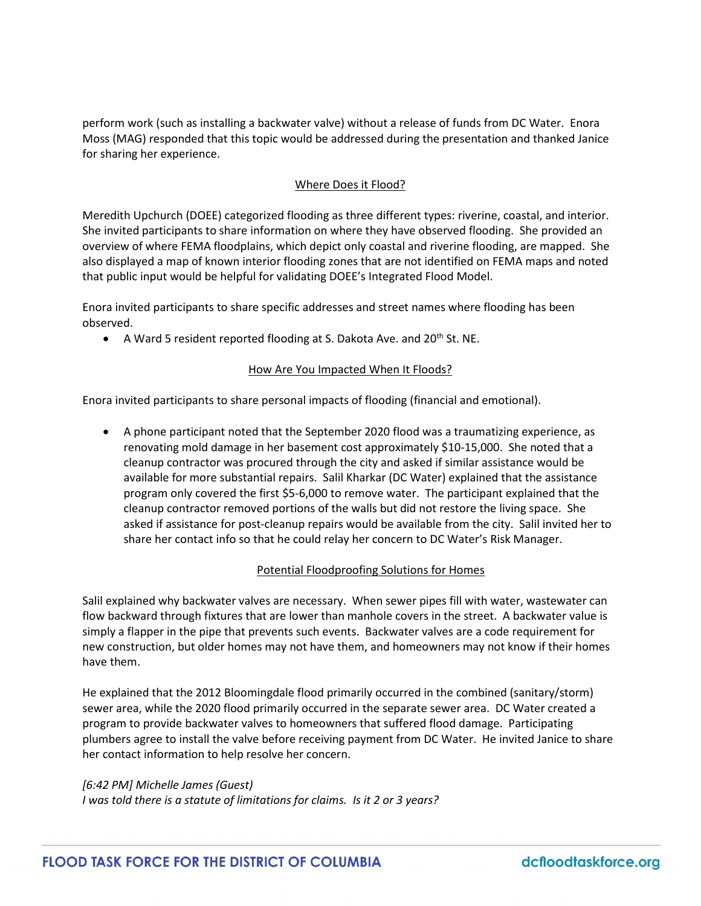perform work (such as installing a backwater valve) without a release of funds from DC Water. Enora Moss (MAG) responded that this topic would be addressed during the presentation and thanked Janice for sharing her experience.

## Where Does it Flood?

Meredith Upchurch (DOEE) categorized flooding as three different types: riverine, coastal, and interior. She invited participants to share information on where they have observed flooding. She provided an overview of where FEMA floodplains, which depict only coastal and riverine flooding, are mapped. She also displayed a map of known interior flooding zones that are not identified on FEMA maps and noted that public input would be helpful for validating DOEE's Integrated Flood Model.

Enora invited participants to share specific addresses and street names where flooding has been observed.

- A Ward 5 resident reported flooding at S. Dakota Ave. and 20th St. NE.

## How Are You Impacted When It Floods?

Enora invited participants to share personal impacts of flooding (financial and emotional).

- A phone participant noted that the September 2020 flood was a traumatizing experience, as renovating mold damage in her basement cost approximately $10-15,000. She noted that a cleanup contractor was procured through the city and asked if similar assistance would be available for more substantial repairs. Salil Kharkar (DC Water) explained that the assistance program only covered the first $5-6,000 to remove water. The participant explained that the cleanup contractor removed portions of the walls but did not restore the living space. She asked if assistance for post-cleanup repairs would be available from the city. Salil invited her to share her contact info so that he could relay her concern to DC Water's Risk Manager.

## Potential Floodproofing Solutions for Homes

Salil explained why backwater valves are necessary. When sewer pipes fill with water, wastewater can flow backward through fixtures that are lower than manhole covers in the street. A backwater value is simply a flapper in the pipe that prevents such events. Backwater valves are a code requirement for new construction, but older homes may not have them, and homeowners may not know if their homes have them.

He explained that the 2012 Bloomingdale flood primarily occurred in the combined (sanitary/storm) sewer area, while the 2020 flood primarily occurred in the separate sewer area. DC Water created a program to provide backwater valves to homeowners that suffered flood damage. Participating plumbers agree to install the valve before receiving payment from DC Water. He invited Janice to share her contact information to help resolve her concern.

*[6:42 PM] Michelle James (Guest)*
*I was told there is a statute of limitations for claims. Is it 2 or 3 years?*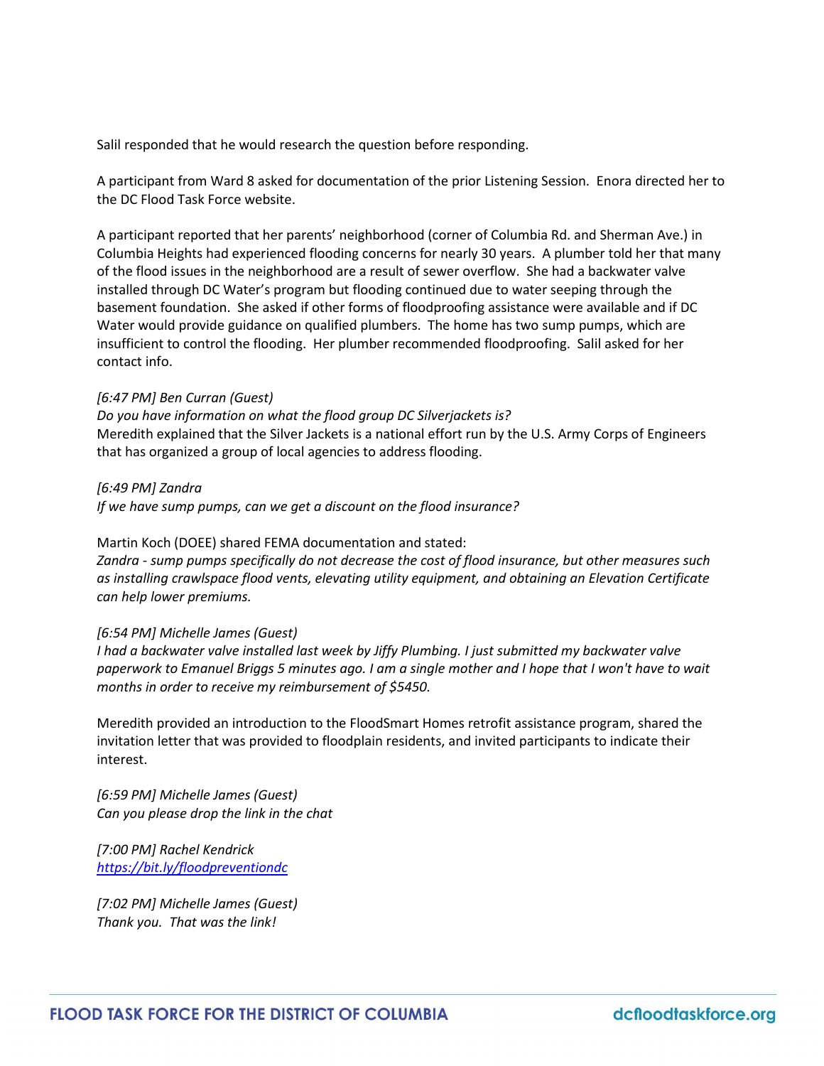Salil responded that he would research the question before responding.

A participant from Ward 8 asked for documentation of the prior Listening Session. Enora directed her to the DC Flood Task Force website.

A participant reported that her parents' neighborhood (corner of Columbia Rd. and Sherman Ave.) in Columbia Heights had experienced flooding concerns for nearly 30 years. A plumber told her that many of the flood issues in the neighborhood are a result of sewer overflow. She had a backwater valve installed through DC Water's program but flooding continued due to water seeping through the basement foundation. She asked if other forms of floodproofing assistance were available and if DC Water would provide guidance on qualified plumbers. The home has two sump pumps, which are insufficient to control the flooding. Her plumber recommended floodproofing. Salil asked for her contact info.

*[6:47 PM] Ben Curran (Guest)*
*Do you have information on what the flood group DC Silverjackets is?*
Meredith explained that the Silver Jackets is a national effort run by the U.S. Army Corps of Engineers that has organized a group of local agencies to address flooding.

*[6:49 PM] Zandra*
*If we have sump pumps, can we get a discount on the flood insurance?*

Martin Koch (DOEE) shared FEMA documentation and stated:
*Zandra - sump pumps specifically do not decrease the cost of flood insurance, but other measures such as installing crawlspace flood vents, elevating utility equipment, and obtaining an Elevation Certificate can help lower premiums.*

*[6:54 PM] Michelle James (Guest)*
*I had a backwater valve installed last week by Jiffy Plumbing. I just submitted my backwater valve paperwork to Emanuel Briggs 5 minutes ago. I am a single mother and I hope that I won't have to wait months in order to receive my reimbursement of $5450.*

Meredith provided an introduction to the FloodSmart Homes retrofit assistance program, shared the invitation letter that was provided to floodplain residents, and invited participants to indicate their interest.

*[6:59 PM] Michelle James (Guest)*
*Can you please drop the link in the chat*

*[7:00 PM] Rachel Kendrick*
*[https://bit.ly/floodpreventiondc](https://bit.ly/floodpreventiondc)*

*[7:02 PM] Michelle James (Guest)*
*Thank you. That was the link!*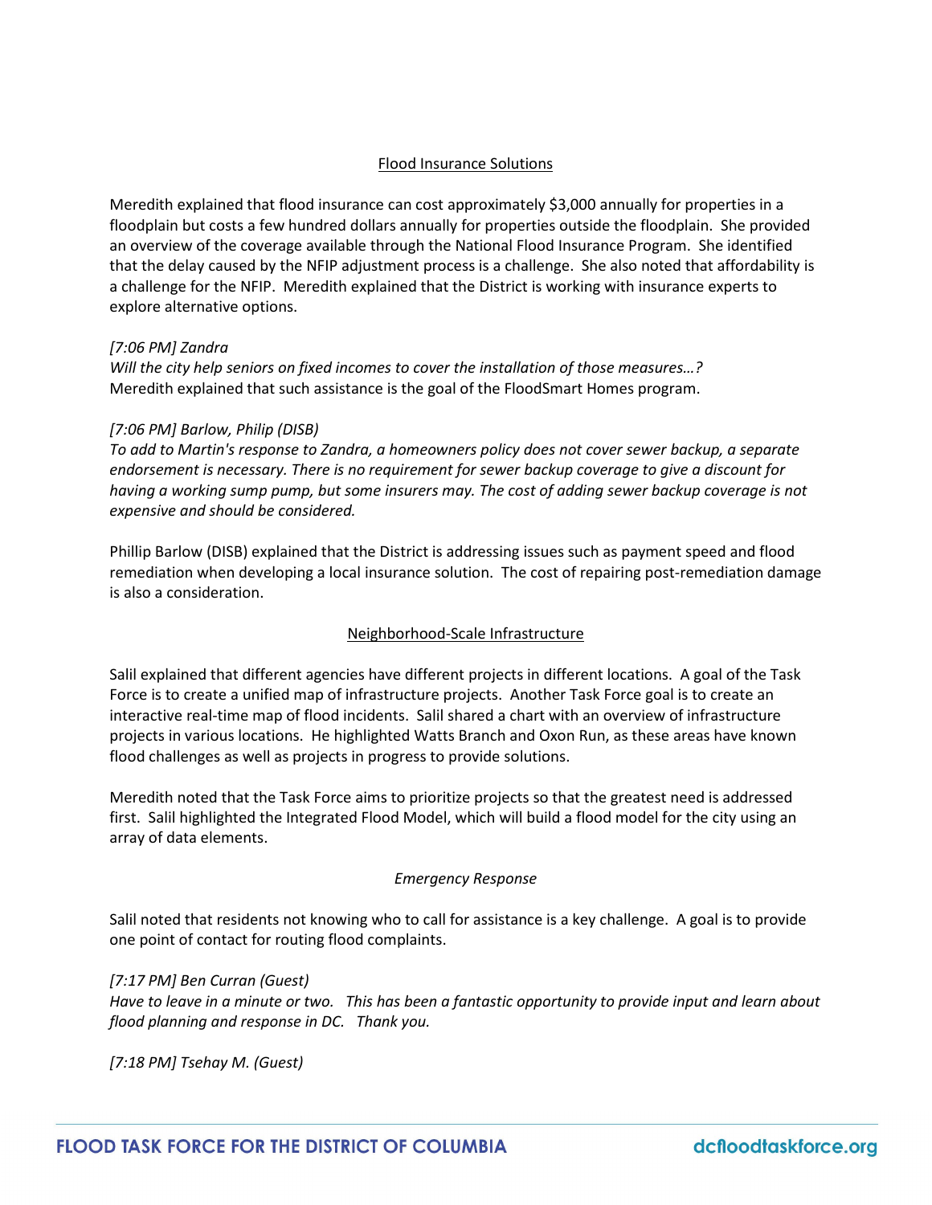<u>Flood Insurance Solutions</u>

Meredith explained that flood insurance can cost approximately $3,000 annually for properties in a floodplain but costs a few hundred dollars annually for properties outside the floodplain. She provided an overview of the coverage available through the National Flood Insurance Program. She identified that the delay caused by the NFIP adjustment process is a challenge. She also noted that affordability is a challenge for the NFIP. Meredith explained that the District is working with insurance experts to explore alternative options.

*[7:06 PM] Zandra*
*Will the city help seniors on fixed incomes to cover the installation of those measures…?*
Meredith explained that such assistance is the goal of the FloodSmart Homes program.

*[7:06 PM] Barlow, Philip (DISB)*
*To add to Martin's response to Zandra, a homeowners policy does not cover sewer backup, a separate endorsement is necessary. There is no requirement for sewer backup coverage to give a discount for having a working sump pump, but some insurers may. The cost of adding sewer backup coverage is not expensive and should be considered.*

Phillip Barlow (DISB) explained that the District is addressing issues such as payment speed and flood remediation when developing a local insurance solution. The cost of repairing post-remediation damage is also a consideration.

<u>Neighborhood-Scale Infrastructure</u>

Salil explained that different agencies have different projects in different locations. A goal of the Task Force is to create a unified map of infrastructure projects. Another Task Force goal is to create an interactive real-time map of flood incidents. Salil shared a chart with an overview of infrastructure projects in various locations. He highlighted Watts Branch and Oxon Run, as these areas have known flood challenges as well as projects in progress to provide solutions.

Meredith noted that the Task Force aims to prioritize projects so that the greatest need is addressed first. Salil highlighted the Integrated Flood Model, which will build a flood model for the city using an array of data elements.

*Emergency Response*

Salil noted that residents not knowing who to call for assistance is a key challenge. A goal is to provide one point of contact for routing flood complaints.

*[7:17 PM] Ben Curran (Guest)*
*Have to leave in a minute or two. This has been a fantastic opportunity to provide input and learn about flood planning and response in DC. Thank you.*

*[7:18 PM] Tsehay M. (Guest)*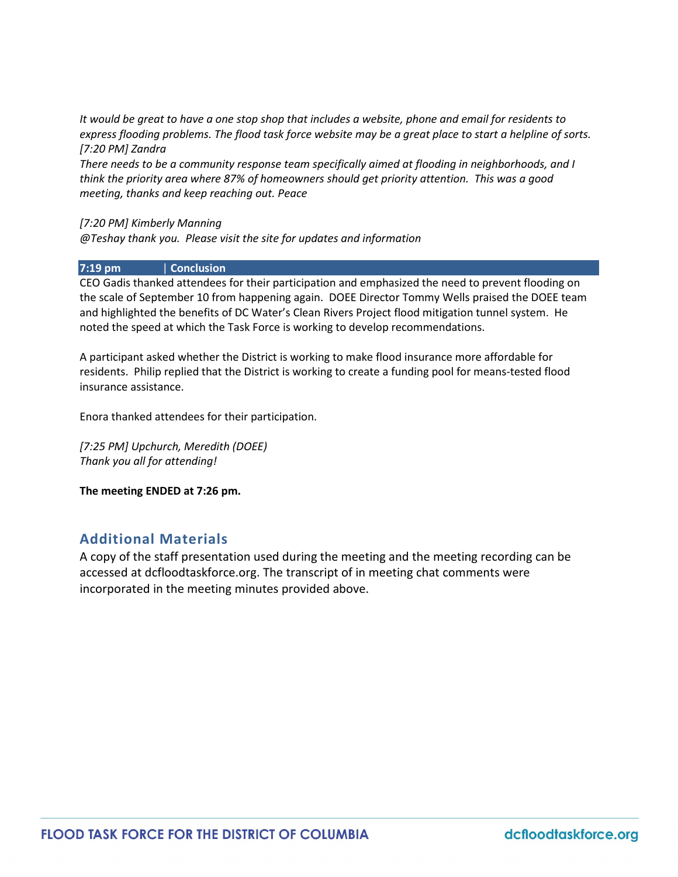*It would be great to have a one stop shop that includes a website, phone and email for residents to express flooding problems. The flood task force website may be a great place to start a helpline of sorts.*
*[7:20 PM] Zandra*
*There needs to be a community response team specifically aimed at flooding in neighborhoods, and I think the priority area where 87% of homeowners should get priority attention. This was a good meeting, thanks and keep reaching out. Peace*

*[7:20 PM] Kimberly Manning*
*@Teshay thank you. Please visit the site for updates and information*

**7:19 pm | Conclusion**

CEO Gadis thanked attendees for their participation and emphasized the need to prevent flooding on the scale of September 10 from happening again. DOEE Director Tommy Wells praised the DOEE team and highlighted the benefits of DC Water's Clean Rivers Project flood mitigation tunnel system. He noted the speed at which the Task Force is working to develop recommendations.

A participant asked whether the District is working to make flood insurance more affordable for residents. Philip replied that the District is working to create a funding pool for means-tested flood insurance assistance.

Enora thanked attendees for their participation.

*[7:25 PM] Upchurch, Meredith (DOEE)*
*Thank you all for attending!*

**The meeting ENDED at 7:26 pm.**

## Additional Materials

A copy of the staff presentation used during the meeting and the meeting recording can be accessed at dcfloodtaskforce.org. The transcript of in meeting chat comments were incorporated in the meeting minutes provided above.